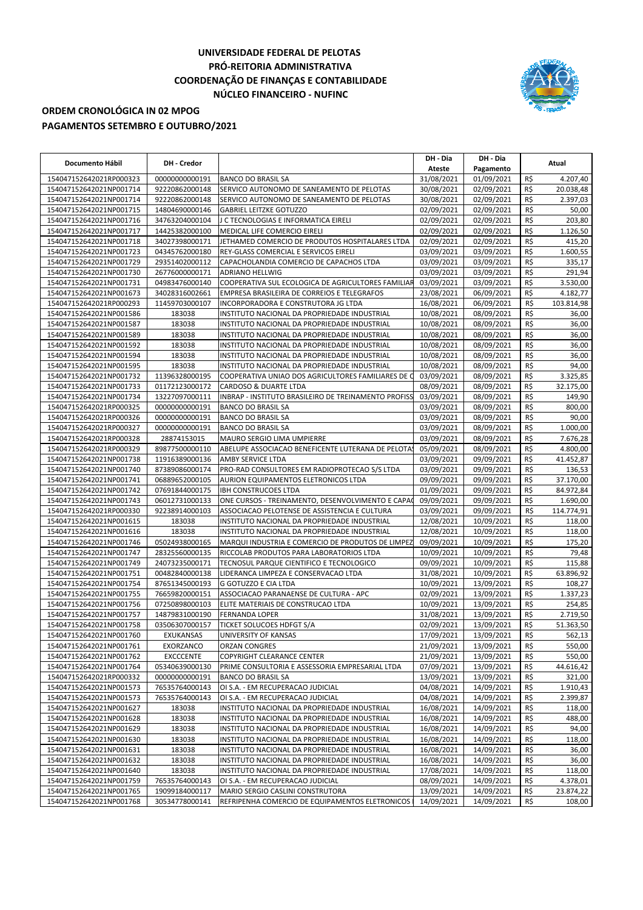# UNIVERSIDADE FEDERAL DE PELOTAS
## PRÓ-REITORIA ADMINISTRATIVA
## COORDENAÇÃO DE FINANÇAS E CONTABILIDADE
## NÚCLEO FINANCEIRO - NUFINC

**ORDEM CRONOLÓGICA IN 02 MPOG**

**PAGAMENTOS SETEMBRO E OUTUBRO/2021**

| Documento Hábil | DH - Credor | | DH - Dia Ateste | DH - Dia Pagamento | Atual | |
|---|---|---|---|---|---|---|
| 154047152642021RP000323 | 00000000000191 | BANCO DO BRASIL SA | 31/08/2021 | 01/09/2021 | R$ | 4.207,40 |
| 154047152642021NP001714 | 92220862000148 | SERVICO AUTONOMO DE SANEAMENTO DE PELOTAS | 30/08/2021 | 02/09/2021 | R$ | 20.038,48 |
| 154047152642021NP001714 | 92220862000148 | SERVICO AUTONOMO DE SANEAMENTO DE PELOTAS | 30/08/2021 | 02/09/2021 | R$ | 2.397,03 |
| 154047152642021NP001715 | 14804690000146 | GABRIEL LEITZKE GOTUZZO | 02/09/2021 | 02/09/2021 | R$ | 50,00 |
| 154047152642021NP001716 | 34763204000104 | J C TECNOLOGIAS E INFORMATICA EIRELI | 02/09/2021 | 02/09/2021 | R$ | 203,80 |
| 154047152642021NP001717 | 14425382000100 | MEDICAL LIFE COMERCIO EIRELI | 02/09/2021 | 02/09/2021 | R$ | 1.126,50 |
| 154047152642021NP001718 | 34027398000171 | JETHAMED COMERCIO DE PRODUTOS HOSPITALARES LTDA | 02/09/2021 | 02/09/2021 | R$ | 415,20 |
| 154047152642021NP001723 | 04345762000180 | REY-GLASS COMERCIAL E SERVICOS EIRELI | 03/09/2021 | 03/09/2021 | R$ | 1.600,55 |
| 154047152642021NP001729 | 29351402000112 | CAPACHOLANDIA COMERCIO DE CAPACHOS LTDA | 03/09/2021 | 03/09/2021 | R$ | 335,17 |
| 154047152642021NP001730 | 26776000000171 | ADRIANO HELLWIG | 03/09/2021 | 03/09/2021 | R$ | 291,94 |
| 154047152642021NP001731 | 04983476000140 | COOPERATIVA SUL ECOLOGICA DE AGRICULTORES FAMILIAR | 03/09/2021 | 03/09/2021 | R$ | 3.530,00 |
| 154047152642021NP001673 | 34028316002661 | EMPRESA BRASILEIRA DE CORREIOS E TELEGRAFOS | 23/08/2021 | 06/09/2021 | R$ | 4.182,77 |
| 154047152642021RP000293 | 11459703000107 | INCORPORADORA E CONSTRUTORA JG LTDA | 16/08/2021 | 06/09/2021 | R$ | 103.814,98 |
| 154047152642021NP001586 | 183038 | INSTITUTO NACIONAL DA PROPRIEDADE INDUSTRIAL | 10/08/2021 | 08/09/2021 | R$ | 36,00 |
| 154047152642021NP001587 | 183038 | INSTITUTO NACIONAL DA PROPRIEDADE INDUSTRIAL | 10/08/2021 | 08/09/2021 | R$ | 36,00 |
| 154047152642021NP001589 | 183038 | INSTITUTO NACIONAL DA PROPRIEDADE INDUSTRIAL | 10/08/2021 | 08/09/2021 | R$ | 36,00 |
| 154047152642021NP001592 | 183038 | INSTITUTO NACIONAL DA PROPRIEDADE INDUSTRIAL | 10/08/2021 | 08/09/2021 | R$ | 36,00 |
| 154047152642021NP001594 | 183038 | INSTITUTO NACIONAL DA PROPRIEDADE INDUSTRIAL | 10/08/2021 | 08/09/2021 | R$ | 36,00 |
| 154047152642021NP001595 | 183038 | INSTITUTO NACIONAL DA PROPRIEDADE INDUSTRIAL | 10/08/2021 | 08/09/2021 | R$ | 94,00 |
| 154047152642021NP001732 | 11396328000195 | COOPERATIVA UNIAO DOS AGRICULTORES FAMILIARES DE C | 03/09/2021 | 08/09/2021 | R$ | 3.325,85 |
| 154047152642021NP001733 | 01172123000172 | CARDOSO & DUARTE LTDA | 08/09/2021 | 08/09/2021 | R$ | 32.175,00 |
| 154047152642021NP001734 | 13227097000111 | INBRAP - INSTITUTO BRASILEIRO DE TREINAMENTO PROFISS | 03/09/2021 | 08/09/2021 | R$ | 149,90 |
| 154047152642021RP000325 | 00000000000191 | BANCO DO BRASIL SA | 03/09/2021 | 08/09/2021 | R$ | 800,00 |
| 154047152642021RP000326 | 00000000000191 | BANCO DO BRASIL SA | 03/09/2021 | 08/09/2021 | R$ | 90,00 |
| 154047152642021RP000327 | 00000000000191 | BANCO DO BRASIL SA | 03/09/2021 | 08/09/2021 | R$ | 1.000,00 |
| 154047152642021RP000328 | 28874153015 | MAURO SERGIO LIMA UMPIERRE | 03/09/2021 | 08/09/2021 | R$ | 7.676,28 |
| 154047152642021RP000329 | 89877500000110 | ABELUPE ASSOCIACAO BENEFICENTE LUTERANA DE PELOTAS | 05/09/2021 | 08/09/2021 | R$ | 4.800,00 |
| 154047152642021NP001738 | 11916389000136 | AMBY SERVICE LTDA | 03/09/2021 | 09/09/2021 | R$ | 41.452,87 |
| 154047152642021NP001740 | 87389086000174 | PRO-RAD CONSULTORES EM RADIOPROTECAO S/S LTDA | 03/09/2021 | 09/09/2021 | R$ | 136,53 |
| 154047152642021NP001741 | 06889652000105 | AURION EQUIPAMENTOS ELETRONICOS LTDA | 09/09/2021 | 09/09/2021 | R$ | 37.170,00 |
| 154047152642021NP001742 | 07691844000175 | IBH CONSTRUCOES LTDA | 01/09/2021 | 09/09/2021 | R$ | 84.972,84 |
| 154047152642021NP001743 | 06012731000133 | ONE CURSOS - TREINAMENTO, DESENVOLVIMENTO E CAPAC | 09/09/2021 | 09/09/2021 | R$ | 1.690,00 |
| 154047152642021RP000330 | 92238914000103 | ASSOCIACAO PELOTENSE DE ASSISTENCIA E CULTURA | 03/09/2021 | 09/09/2021 | R$ | 114.774,91 |
| 154047152642021NP001615 | 183038 | INSTITUTO NACIONAL DA PROPRIEDADE INDUSTRIAL | 12/08/2021 | 10/09/2021 | R$ | 118,00 |
| 154047152642021NP001616 | 183038 | INSTITUTO NACIONAL DA PROPRIEDADE INDUSTRIAL | 12/08/2021 | 10/09/2021 | R$ | 118,00 |
| 154047152642021NP001746 | 05024938000165 | MARQUI INDUSTRIA E COMERCIO DE PRODUTOS DE LIMPEZ | 09/09/2021 | 10/09/2021 | R$ | 175,20 |
| 154047152642021NP001747 | 28325560000135 | RICCOLAB PRODUTOS PARA LABORATORIOS LTDA | 10/09/2021 | 10/09/2021 | R$ | 79,48 |
| 154047152642021NP001749 | 24073235000171 | TECNOSUL PARQUE CIENTIFICO E TECNOLOGICO | 09/09/2021 | 10/09/2021 | R$ | 115,88 |
| 154047152642021NP001751 | 00482840000138 | LIDERANCA LIMPEZA E CONSERVACAO LTDA | 31/08/2021 | 10/09/2021 | R$ | 63.896,92 |
| 154047152642021NP001754 | 87651345000193 | G GOTUZZO E CIA LTDA | 10/09/2021 | 13/09/2021 | R$ | 108,27 |
| 154047152642021NP001755 | 76659820000151 | ASSOCIACAO PARANAENSE DE CULTURA - APC | 02/09/2021 | 13/09/2021 | R$ | 1.337,23 |
| 154047152642021NP001756 | 07250898000103 | ELITE MATERIAIS DE CONSTRUCAO LTDA | 10/09/2021 | 13/09/2021 | R$ | 254,85 |
| 154047152642021NP001757 | 14879831000190 | FERNANDA LOPER | 31/08/2021 | 13/09/2021 | R$ | 2.719,50 |
| 154047152642021NP001758 | 03506307000157 | TICKET SOLUCOES HDFGT S/A | 02/09/2021 | 13/09/2021 | R$ | 51.363,50 |
| 154047152642021NP001760 | EXUKANSAS | UNIVERSITY OF KANSAS | 17/09/2021 | 13/09/2021 | R$ | 562,13 |
| 154047152642021NP001761 | EXORZANCO | ORZAN CONGRES | 21/09/2021 | 13/09/2021 | R$ | 550,00 |
| 154047152642021NP001762 | EXCCCENTE | COPYRIGHT CLEARANCE CENTER | 21/09/2021 | 13/09/2021 | R$ | 550,00 |
| 154047152642021NP001764 | 05340639000130 | PRIME CONSULTORIA E ASSESSORIA EMPRESARIAL LTDA | 07/09/2021 | 13/09/2021 | R$ | 44.616,42 |
| 154047152642021RP000332 | 00000000000191 | BANCO DO BRASIL SA | 13/09/2021 | 13/09/2021 | R$ | 321,00 |
| 154047152642021NP001573 | 76535764000143 | OI S.A. - EM RECUPERACAO JUDICIAL | 04/08/2021 | 14/09/2021 | R$ | 1.910,43 |
| 154047152642021NP001573 | 76535764000143 | OI S.A. - EM RECUPERACAO JUDICIAL | 04/08/2021 | 14/09/2021 | R$ | 2.399,87 |
| 154047152642021NP001627 | 183038 | INSTITUTO NACIONAL DA PROPRIEDADE INDUSTRIAL | 16/08/2021 | 14/09/2021 | R$ | 118,00 |
| 154047152642021NP001628 | 183038 | INSTITUTO NACIONAL DA PROPRIEDADE INDUSTRIAL | 16/08/2021 | 14/09/2021 | R$ | 488,00 |
| 154047152642021NP001629 | 183038 | INSTITUTO NACIONAL DA PROPRIEDADE INDUSTRIAL | 16/08/2021 | 14/09/2021 | R$ | 94,00 |
| 154047152642021NP001630 | 183038 | INSTITUTO NACIONAL DA PROPRIEDADE INDUSTRIAL | 16/08/2021 | 14/09/2021 | R$ | 118,00 |
| 154047152642021NP001631 | 183038 | INSTITUTO NACIONAL DA PROPRIEDADE INDUSTRIAL | 16/08/2021 | 14/09/2021 | R$ | 36,00 |
| 154047152642021NP001632 | 183038 | INSTITUTO NACIONAL DA PROPRIEDADE INDUSTRIAL | 16/08/2021 | 14/09/2021 | R$ | 36,00 |
| 154047152642021NP001640 | 183038 | INSTITUTO NACIONAL DA PROPRIEDADE INDUSTRIAL | 17/08/2021 | 14/09/2021 | R$ | 118,00 |
| 154047152642021NP001759 | 76535764000143 | OI S.A. - EM RECUPERACAO JUDICIAL | 08/09/2021 | 14/09/2021 | R$ | 4.378,01 |
| 154047152642021NP001765 | 19099184000117 | MARIO SERGIO CASLINI CONSTRUTORA | 13/09/2021 | 14/09/2021 | R$ | 23.874,22 |
| 154047152642021NP001768 | 30534778000141 | REFRIPENHA COMERCIO DE EQUIPAMENTOS ELETRONICOS | 14/09/2021 | 14/09/2021 | R$ | 108,00 |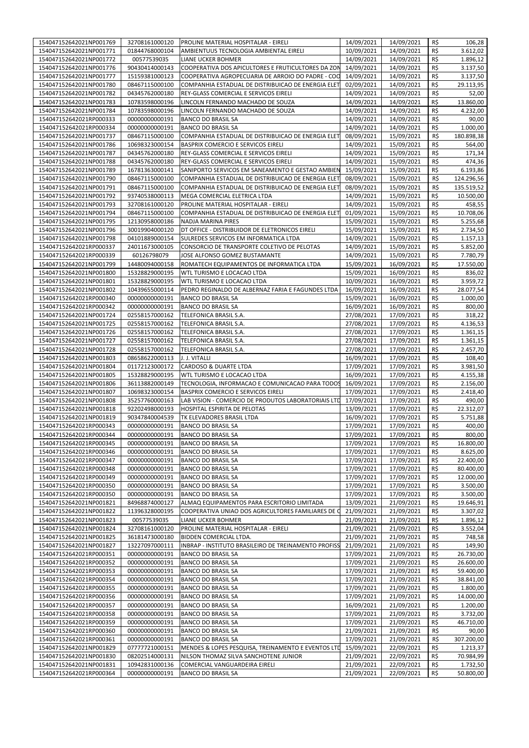| | | | | | | |
|---|---|---|---|---|---|---|
| 154047152642021NP001769 | 32708161000120 | PROLINE MATERIAL HOSPITALAR - EIRELI | 14/09/2021 | 14/09/2021 | R$ | 106,28 |
| 154047152642021NP001771 | 01844768000104 | AMBIENTUUS TECNOLOGIA AMBIENTAL EIRELI | 10/09/2021 | 14/09/2021 | R$ | 3.612,02 |
| 154047152642021NP001772 | 00577539035 | LIANE UCKER BOHMER | 14/09/2021 | 14/09/2021 | R$ | 1.896,12 |
| 154047152642021NP001776 | 90430414000143 | COOPERATIVA DOS APICULTORES E FRUTICULTORES DA ZON | 14/09/2021 | 14/09/2021 | R$ | 3.137,50 |
| 154047152642021NP001777 | 15159381000123 | COOPERATIVA AGROPECUARIA DE ARROIO DO PADRE - COO | 14/09/2021 | 14/09/2021 | R$ | 3.137,50 |
| 154047152642021NP001780 | 08467115000100 | COMPANHIA ESTADUAL DE DISTRIBUICAO DE ENERGIA ELET | 02/09/2021 | 14/09/2021 | R$ | 29.113,95 |
| 154047152642021NP001782 | 04345762000180 | REY-GLASS COMERCIAL E SERVICOS EIRELI | 14/09/2021 | 14/09/2021 | R$ | 52,00 |
| 154047152642021NP001783 | 10783598000196 | LINCOLN FERNANDO MACHADO DE SOUZA | 14/09/2021 | 14/09/2021 | R$ | 13.860,00 |
| 154047152642021NP001784 | 10783598000196 | LINCOLN FERNANDO MACHADO DE SOUZA | 14/09/2021 | 14/09/2021 | R$ | 4.232,00 |
| 154047152642021RP000333 | 00000000000191 | BANCO DO BRASIL SA | 14/09/2021 | 14/09/2021 | R$ | 90,00 |
| 154047152642021RP000334 | 00000000000191 | BANCO DO BRASIL SA | 14/09/2021 | 14/09/2021 | R$ | 1.000,00 |
| 154047152642021NP001737 | 08467115000100 | COMPANHIA ESTADUAL DE DISTRIBUICAO DE ENERGIA ELET | 08/09/2021 | 15/09/2021 | R$ | 180.898,38 |
| 154047152642021NP001786 | 10698323000154 | BASPRIX COMERCIO E SERVICOS EIRELI | 14/09/2021 | 15/09/2021 | R$ | 564,00 |
| 154047152642021NP001787 | 04345762000180 | REY-GLASS COMERCIAL E SERVICOS EIRELI | 14/09/2021 | 15/09/2021 | R$ | 171,34 |
| 154047152642021NP001788 | 04345762000180 | REY-GLASS COMERCIAL E SERVICOS EIRELI | 14/09/2021 | 15/09/2021 | R$ | 474,36 |
| 154047152642021NP001789 | 16781363000141 | SANIPORTO SERVICOS EM SANEAMENTO E GESTAO AMBIEN | 15/09/2021 | 15/09/2021 | R$ | 6.193,86 |
| 154047152642021NP001790 | 08467115000100 | COMPANHIA ESTADUAL DE DISTRIBUICAO DE ENERGIA ELET | 08/09/2021 | 15/09/2021 | R$ | 124.296,56 |
| 154047152642021NP001791 | 08467115000100 | COMPANHIA ESTADUAL DE DISTRIBUICAO DE ENERGIA ELET | 08/09/2021 | 15/09/2021 | R$ | 135.519,52 |
| 154047152642021NP001792 | 93740538000113 | MEGA COMERCIAL ELETRICA LTDA | 14/09/2021 | 15/09/2021 | R$ | 10.500,00 |
| 154047152642021NP001793 | 32708161000120 | PROLINE MATERIAL HOSPITALAR - EIRELI | 14/09/2021 | 15/09/2021 | R$ | 458,55 |
| 154047152642021NP001794 | 08467115000100 | COMPANHIA ESTADUAL DE DISTRIBUICAO DE ENERGIA ELET | 01/09/2021 | 15/09/2021 | R$ | 10.708,06 |
| 154047152642021NP001795 | 12130958000186 | NADJA MARINA PIRES | 15/09/2021 | 15/09/2021 | R$ | 5.255,68 |
| 154047152642021NP001796 | 30019904000120 | DT OFFICE - DISTRIBUIDOR DE ELETRONICOS EIRELI | 15/09/2021 | 15/09/2021 | R$ | 2.734,50 |
| 154047152642021NP001798 | 04101889000154 | SULREDES SERVICOS EM INFORMATICA LTDA | 14/09/2021 | 15/09/2021 | R$ | 1.157,13 |
| 154047152642021RP000337 | 24011673000105 | CONSORCIO DE TRANSPORTE COLETIVO DE PELOTAS | 14/09/2021 | 15/09/2021 | R$ | 5.852,00 |
| 154047152642021RP000339 | 60126798079 | JOSE ALFONSO GOMEZ BUSTAMANTE | 14/09/2021 | 15/09/2021 | R$ | 7.780,79 |
| 154047152642021NP001799 | 14480094000158 | ROMATECH EQUIPAMENTOS DE INFORMATICA LTDA | 15/09/2021 | 16/09/2021 | R$ | 17.550,00 |
| 154047152642021NP001800 | 15328829000195 | WTL TURISMO E LOCACAO LTDA | 15/09/2021 | 16/09/2021 | R$ | 836,02 |
| 154047152642021NP001801 | 15328829000195 | WTL TURISMO E LOCACAO LTDA | 10/09/2021 | 16/09/2021 | R$ | 3.959,72 |
| 154047152642021NP001802 | 10439655000114 | PEDRO REGINALDO DE ALBERNAZ FARIA E FAGUNDES LTDA | 16/09/2021 | 16/09/2021 | R$ | 28.077,54 |
| 154047152642021RP000340 | 00000000000191 | BANCO DO BRASIL SA | 15/09/2021 | 16/09/2021 | R$ | 1.000,00 |
| 154047152642021RP000342 | 00000000000191 | BANCO DO BRASIL SA | 16/09/2021 | 16/09/2021 | R$ | 800,00 |
| 154047152642021NP001724 | 02558157000162 | TELEFONICA BRASIL S.A. | 27/08/2021 | 17/09/2021 | R$ | 318,22 |
| 154047152642021NP001725 | 02558157000162 | TELEFONICA BRASIL S.A. | 27/08/2021 | 17/09/2021 | R$ | 4.136,53 |
| 154047152642021NP001726 | 02558157000162 | TELEFONICA BRASIL S.A. | 27/08/2021 | 17/09/2021 | R$ | 1.361,15 |
| 154047152642021NP001727 | 02558157000162 | TELEFONICA BRASIL S.A. | 27/08/2021 | 17/09/2021 | R$ | 1.361,15 |
| 154047152642021NP001728 | 02558157000162 | TELEFONICA BRASIL S.A. | 27/08/2021 | 17/09/2021 | R$ | 2.457,70 |
| 154047152642021NP001803 | 08658622000113 | J. J. VITALLI | 16/09/2021 | 17/09/2021 | R$ | 108,40 |
| 154047152642021NP001804 | 01172123000172 | CARDOSO & DUARTE LTDA | 17/09/2021 | 17/09/2021 | R$ | 3.981,50 |
| 154047152642021NP001805 | 15328829000195 | WTL TURISMO E LOCACAO LTDA | 16/09/2021 | 17/09/2021 | R$ | 4.155,38 |
| 154047152642021NP001806 | 36113882000149 | TECNOLOGIA, INFORMACAO E COMUNICACAO PARA TODOS | 16/09/2021 | 17/09/2021 | R$ | 2.156,00 |
| 154047152642021NP001807 | 10698323000154 | BASPRIX COMERCIO E SERVICOS EIRELI | 17/09/2021 | 17/09/2021 | R$ | 2.418,40 |
| 154047152642021NP001808 | 35257760000163 | LAB VISION - COMERCIO DE PRODUTOS LABORATORIAIS LTD | 17/09/2021 | 17/09/2021 | R$ | 490,00 |
| 154047152642021NP001818 | 92202498000193 | HOSPITAL ESPIRITA DE PELOTAS | 13/09/2021 | 17/09/2021 | R$ | 22.312,07 |
| 154047152642021NP001819 | 90347840004539 | TK ELEVADORES BRASIL LTDA | 16/09/2021 | 17/09/2021 | R$ | 5.751,88 |
| 154047152642021RP000343 | 00000000000191 | BANCO DO BRASIL SA | 17/09/2021 | 17/09/2021 | R$ | 400,00 |
| 154047152642021RP000344 | 00000000000191 | BANCO DO BRASIL SA | 17/09/2021 | 17/09/2021 | R$ | 800,00 |
| 154047152642021RP000345 | 00000000000191 | BANCO DO BRASIL SA | 17/09/2021 | 17/09/2021 | R$ | 16.800,00 |
| 154047152642021RP000346 | 00000000000191 | BANCO DO BRASIL SA | 17/09/2021 | 17/09/2021 | R$ | 8.625,00 |
| 154047152642021RP000347 | 00000000000191 | BANCO DO BRASIL SA | 17/09/2021 | 17/09/2021 | R$ | 22.400,00 |
| 154047152642021RP000348 | 00000000000191 | BANCO DO BRASIL SA | 17/09/2021 | 17/09/2021 | R$ | 80.400,00 |
| 154047152642021RP000349 | 00000000000191 | BANCO DO BRASIL SA | 17/09/2021 | 17/09/2021 | R$ | 12.000,00 |
| 154047152642021RP000350 | 00000000000191 | BANCO DO BRASIL SA | 17/09/2021 | 17/09/2021 | R$ | 3.500,00 |
| 154047152642021RP000350 | 00000000000191 | BANCO DO BRASIL SA | 17/09/2021 | 17/09/2021 | R$ | 3.500,00 |
| 154047152642021NP001821 | 84968874000127 | ALMAQ EQUIPAMENTOS PARA ESCRITORIO LIMITADA | 13/09/2021 | 21/09/2021 | R$ | 19.646,91 |
| 154047152642021NP001822 | 11396328000195 | COOPERATIVA UNIAO DOS AGRICULTORES FAMILIARES DE C | 21/09/2021 | 21/09/2021 | R$ | 3.307,02 |
| 154047152642021NP001823 | 00577539035 | LIANE UCKER BOHMER | 21/09/2021 | 21/09/2021 | R$ | 1.896,12 |
| 154047152642021NP001824 | 32708161000120 | PROLINE MATERIAL HOSPITALAR - EIRELI | 21/09/2021 | 21/09/2021 | R$ | 3.552,04 |
| 154047152642021NP001825 | 36181473000180 | BIDDEN COMERCIAL LTDA. | 21/09/2021 | 21/09/2021 | R$ | 748,58 |
| 154047152642021NP001827 | 13227097000111 | INBRAP - INSTITUTO BRASILEIRO DE TREINAMENTO PROFISS | 21/09/2021 | 21/09/2021 | R$ | 149,90 |
| 154047152642021RP000351 | 00000000000191 | BANCO DO BRASIL SA | 17/09/2021 | 21/09/2021 | R$ | 26.730,00 |
| 154047152642021RP000352 | 00000000000191 | BANCO DO BRASIL SA | 17/09/2021 | 21/09/2021 | R$ | 26.600,00 |
| 154047152642021RP000353 | 00000000000191 | BANCO DO BRASIL SA | 17/09/2021 | 21/09/2021 | R$ | 59.400,00 |
| 154047152642021RP000354 | 00000000000191 | BANCO DO BRASIL SA | 17/09/2021 | 21/09/2021 | R$ | 38.841,00 |
| 154047152642021RP000355 | 00000000000191 | BANCO DO BRASIL SA | 17/09/2021 | 21/09/2021 | R$ | 1.800,00 |
| 154047152642021RP000356 | 00000000000191 | BANCO DO BRASIL SA | 17/09/2021 | 21/09/2021 | R$ | 14.000,00 |
| 154047152642021RP000357 | 00000000000191 | BANCO DO BRASIL SA | 16/09/2021 | 21/09/2021 | R$ | 1.200,00 |
| 154047152642021RP000358 | 00000000000191 | BANCO DO BRASIL SA | 17/09/2021 | 21/09/2021 | R$ | 3.732,00 |
| 154047152642021RP000359 | 00000000000191 | BANCO DO BRASIL SA | 17/09/2021 | 21/09/2021 | R$ | 46.710,00 |
| 154047152642021RP000360 | 00000000000191 | BANCO DO BRASIL SA | 21/09/2021 | 21/09/2021 | R$ | 90,00 |
| 154047152642021RP000361 | 00000000000191 | BANCO DO BRASIL SA | 17/09/2021 | 21/09/2021 | R$ | 307.200,00 |
| 154047152642021NP001829 | 07777721000151 | MENDES & LOPES PESQUISA, TREINAMENTO E EVENTOS LTD | 15/09/2021 | 22/09/2021 | R$ | 1.213,37 |
| 154047152642021NP001830 | 08202514000131 | NILSON THOMAZ SILVA SANCHOTENE JUNIOR | 21/09/2021 | 22/09/2021 | R$ | 70.984,99 |
| 154047152642021NP001831 | 10942831000136 | COMERCIAL VANGUARDEIRA EIRELI | 21/09/2021 | 22/09/2021 | R$ | 1.732,50 |
| 154047152642021RP000364 | 00000000000191 | BANCO DO BRASIL SA | 21/09/2021 | 22/09/2021 | R$ | 50.800,00 |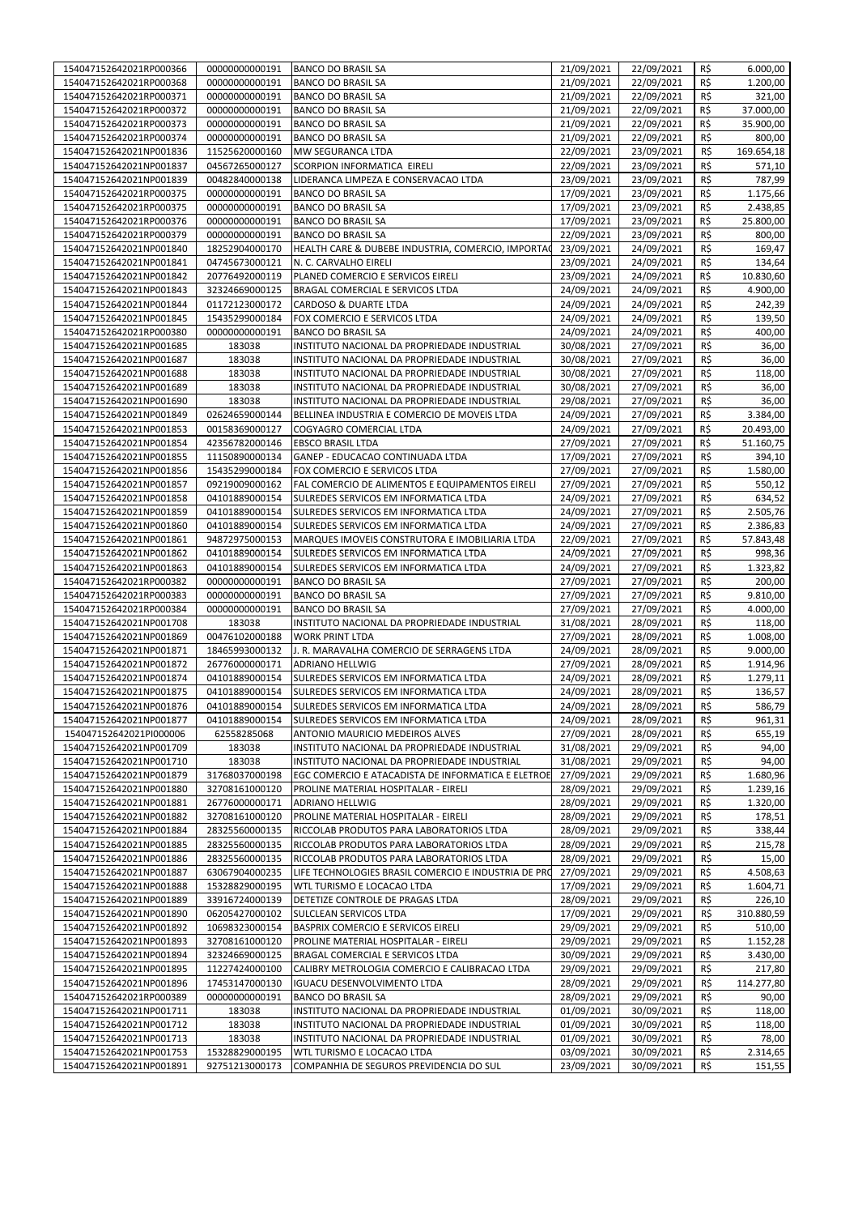| | | | | | | |
|---|---|---|---|---|---|---|
| 154047152642021RP000366 | 00000000000191 | BANCO DO BRASIL SA | 21/09/2021 | 22/09/2021 | R$ | 6.000,00 |
| 154047152642021RP000368 | 00000000000191 | BANCO DO BRASIL SA | 21/09/2021 | 22/09/2021 | R$ | 1.200,00 |
| 154047152642021RP000371 | 00000000000191 | BANCO DO BRASIL SA | 21/09/2021 | 22/09/2021 | R$ | 321,00 |
| 154047152642021RP000372 | 00000000000191 | BANCO DO BRASIL SA | 21/09/2021 | 22/09/2021 | R$ | 37.000,00 |
| 154047152642021RP000373 | 00000000000191 | BANCO DO BRASIL SA | 21/09/2021 | 22/09/2021 | R$ | 35.900,00 |
| 154047152642021RP000374 | 00000000000191 | BANCO DO BRASIL SA | 21/09/2021 | 22/09/2021 | R$ | 800,00 |
| 154047152642021NP001836 | 11525620000160 | MW SEGURANCA LTDA | 22/09/2021 | 23/09/2021 | R$ | 169.654,18 |
| 154047152642021NP001837 | 04567265000127 | SCORPION INFORMATICA EIRELI | 22/09/2021 | 23/09/2021 | R$ | 571,10 |
| 154047152642021NP001839 | 00482840000138 | LIDERANCA LIMPEZA E CONSERVACAO LTDA | 23/09/2021 | 23/09/2021 | R$ | 787,99 |
| 154047152642021RP000375 | 00000000000191 | BANCO DO BRASIL SA | 17/09/2021 | 23/09/2021 | R$ | 1.175,66 |
| 154047152642021RP000375 | 00000000000191 | BANCO DO BRASIL SA | 17/09/2021 | 23/09/2021 | R$ | 2.438,85 |
| 154047152642021RP000376 | 00000000000191 | BANCO DO BRASIL SA | 17/09/2021 | 23/09/2021 | R$ | 25.800,00 |
| 154047152642021RP000379 | 00000000000191 | BANCO DO BRASIL SA | 22/09/2021 | 23/09/2021 | R$ | 800,00 |
| 154047152642021NP001840 | 18252904000170 | HEALTH CARE & DUBEBE INDUSTRIA, COMERCIO, IMPORTAC | 23/09/2021 | 24/09/2021 | R$ | 169,47 |
| 154047152642021NP001841 | 04745673000121 | N. C. CARVALHO EIRELI | 23/09/2021 | 24/09/2021 | R$ | 134,64 |
| 154047152642021NP001842 | 20776492000119 | PLANED COMERCIO E SERVICOS EIRELI | 23/09/2021 | 24/09/2021 | R$ | 10.830,60 |
| 154047152642021NP001843 | 32324669000125 | BRAGAL COMERCIAL E SERVICOS LTDA | 24/09/2021 | 24/09/2021 | R$ | 4.900,00 |
| 154047152642021NP001844 | 01172123000172 | CARDOSO & DUARTE LTDA | 24/09/2021 | 24/09/2021 | R$ | 242,39 |
| 154047152642021NP001845 | 15435299000184 | FOX COMERCIO E SERVICOS LTDA | 24/09/2021 | 24/09/2021 | R$ | 139,50 |
| 154047152642021RP000380 | 00000000000191 | BANCO DO BRASIL SA | 24/09/2021 | 24/09/2021 | R$ | 400,00 |
| 154047152642021NP001685 | 183038 | INSTITUTO NACIONAL DA PROPRIEDADE INDUSTRIAL | 30/08/2021 | 27/09/2021 | R$ | 36,00 |
| 154047152642021NP001687 | 183038 | INSTITUTO NACIONAL DA PROPRIEDADE INDUSTRIAL | 30/08/2021 | 27/09/2021 | R$ | 36,00 |
| 154047152642021NP001688 | 183038 | INSTITUTO NACIONAL DA PROPRIEDADE INDUSTRIAL | 30/08/2021 | 27/09/2021 | R$ | 118,00 |
| 154047152642021NP001689 | 183038 | INSTITUTO NACIONAL DA PROPRIEDADE INDUSTRIAL | 30/08/2021 | 27/09/2021 | R$ | 36,00 |
| 154047152642021NP001690 | 183038 | INSTITUTO NACIONAL DA PROPRIEDADE INDUSTRIAL | 29/08/2021 | 27/09/2021 | R$ | 36,00 |
| 154047152642021NP001849 | 02624659000144 | BELLINEA INDUSTRIA E COMERCIO DE MOVEIS LTDA | 24/09/2021 | 27/09/2021 | R$ | 3.384,00 |
| 154047152642021NP001853 | 00158369000127 | COGYAGRO COMERCIAL LTDA | 24/09/2021 | 27/09/2021 | R$ | 20.493,00 |
| 154047152642021NP001854 | 42356782000146 | EBSCO BRASIL LTDA | 27/09/2021 | 27/09/2021 | R$ | 51.160,75 |
| 154047152642021NP001855 | 11150890000134 | GANEP - EDUCACAO CONTINUADA LTDA | 17/09/2021 | 27/09/2021 | R$ | 394,10 |
| 154047152642021NP001856 | 15435299000184 | FOX COMERCIO E SERVICOS LTDA | 27/09/2021 | 27/09/2021 | R$ | 1.580,00 |
| 154047152642021NP001857 | 09219009000162 | FAL COMERCIO DE ALIMENTOS E EQUIPAMENTOS EIRELI | 27/09/2021 | 27/09/2021 | R$ | 550,12 |
| 154047152642021NP001858 | 04101889000154 | SULREDES SERVICOS EM INFORMATICA LTDA | 24/09/2021 | 27/09/2021 | R$ | 634,52 |
| 154047152642021NP001859 | 04101889000154 | SULREDES SERVICOS EM INFORMATICA LTDA | 24/09/2021 | 27/09/2021 | R$ | 2.505,76 |
| 154047152642021NP001860 | 04101889000154 | SULREDES SERVICOS EM INFORMATICA LTDA | 24/09/2021 | 27/09/2021 | R$ | 2.386,83 |
| 154047152642021NP001861 | 94872975000153 | MARQUES IMOVEIS CONSTRUTORA E IMOBILIARIA LTDA | 22/09/2021 | 27/09/2021 | R$ | 57.843,48 |
| 154047152642021NP001862 | 04101889000154 | SULREDES SERVICOS EM INFORMATICA LTDA | 24/09/2021 | 27/09/2021 | R$ | 998,36 |
| 154047152642021NP001863 | 04101889000154 | SULREDES SERVICOS EM INFORMATICA LTDA | 24/09/2021 | 27/09/2021 | R$ | 1.323,82 |
| 154047152642021RP000382 | 00000000000191 | BANCO DO BRASIL SA | 27/09/2021 | 27/09/2021 | R$ | 200,00 |
| 154047152642021RP000383 | 00000000000191 | BANCO DO BRASIL SA | 27/09/2021 | 27/09/2021 | R$ | 9.810,00 |
| 154047152642021RP000384 | 00000000000191 | BANCO DO BRASIL SA | 27/09/2021 | 27/09/2021 | R$ | 4.000,00 |
| 154047152642021NP001708 | 183038 | INSTITUTO NACIONAL DA PROPRIEDADE INDUSTRIAL | 31/08/2021 | 28/09/2021 | R$ | 118,00 |
| 154047152642021NP001869 | 00476102000188 | WORK PRINT LTDA | 27/09/2021 | 28/09/2021 | R$ | 1.008,00 |
| 154047152642021NP001871 | 18465993000132 | J. R. MARAVALHA COMERCIO DE SERRAGENS LTDA | 24/09/2021 | 28/09/2021 | R$ | 9.000,00 |
| 154047152642021NP001872 | 26776000000171 | ADRIANO HELLWIG | 27/09/2021 | 28/09/2021 | R$ | 1.914,96 |
| 154047152642021NP001874 | 04101889000154 | SULREDES SERVICOS EM INFORMATICA LTDA | 24/09/2021 | 28/09/2021 | R$ | 1.279,11 |
| 154047152642021NP001875 | 04101889000154 | SULREDES SERVICOS EM INFORMATICA LTDA | 24/09/2021 | 28/09/2021 | R$ | 136,57 |
| 154047152642021NP001876 | 04101889000154 | SULREDES SERVICOS EM INFORMATICA LTDA | 24/09/2021 | 28/09/2021 | R$ | 586,79 |
| 154047152642021NP001877 | 04101889000154 | SULREDES SERVICOS EM INFORMATICA LTDA | 24/09/2021 | 28/09/2021 | R$ | 961,31 |
| 154047152642021PI000006 | 62558285068 | ANTONIO MAURICIO MEDEIROS ALVES | 27/09/2021 | 28/09/2021 | R$ | 655,19 |
| 154047152642021NP001709 | 183038 | INSTITUTO NACIONAL DA PROPRIEDADE INDUSTRIAL | 31/08/2021 | 29/09/2021 | R$ | 94,00 |
| 154047152642021NP001710 | 183038 | INSTITUTO NACIONAL DA PROPRIEDADE INDUSTRIAL | 31/08/2021 | 29/09/2021 | R$ | 94,00 |
| 154047152642021NP001879 | 31768037000198 | EGC COMERCIO E ATACADISTA DE INFORMATICA E ELETROE | 27/09/2021 | 29/09/2021 | R$ | 1.680,96 |
| 154047152642021NP001880 | 32708161000120 | PROLINE MATERIAL HOSPITALAR - EIRELI | 28/09/2021 | 29/09/2021 | R$ | 1.239,16 |
| 154047152642021NP001881 | 26776000000171 | ADRIANO HELLWIG | 28/09/2021 | 29/09/2021 | R$ | 1.320,00 |
| 154047152642021NP001882 | 32708161000120 | PROLINE MATERIAL HOSPITALAR - EIRELI | 28/09/2021 | 29/09/2021 | R$ | 178,51 |
| 154047152642021NP001884 | 28325560000135 | RICCOLAB PRODUTOS PARA LABORATORIOS LTDA | 28/09/2021 | 29/09/2021 | R$ | 338,44 |
| 154047152642021NP001885 | 28325560000135 | RICCOLAB PRODUTOS PARA LABORATORIOS LTDA | 28/09/2021 | 29/09/2021 | R$ | 215,78 |
| 154047152642021NP001886 | 28325560000135 | RICCOLAB PRODUTOS PARA LABORATORIOS LTDA | 28/09/2021 | 29/09/2021 | R$ | 15,00 |
| 154047152642021NP001887 | 63067904000235 | LIFE TECHNOLOGIES BRASIL COMERCIO E INDUSTRIA DE PRO | 27/09/2021 | 29/09/2021 | R$ | 4.508,63 |
| 154047152642021NP001888 | 15328829000195 | WTL TURISMO E LOCACAO LTDA | 17/09/2021 | 29/09/2021 | R$ | 1.604,71 |
| 154047152642021NP001889 | 33916724000139 | DETETIZE CONTROLE DE PRAGAS LTDA | 28/09/2021 | 29/09/2021 | R$ | 226,10 |
| 154047152642021NP001890 | 06205427000102 | SULCLEAN SERVICOS LTDA | 17/09/2021 | 29/09/2021 | R$ | 310.880,59 |
| 154047152642021NP001892 | 10698323000154 | BASPRIX COMERCIO E SERVICOS EIRELI | 29/09/2021 | 29/09/2021 | R$ | 510,00 |
| 154047152642021NP001893 | 32708161000120 | PROLINE MATERIAL HOSPITALAR - EIRELI | 29/09/2021 | 29/09/2021 | R$ | 1.152,28 |
| 154047152642021NP001894 | 32324669000125 | BRAGAL COMERCIAL E SERVICOS LTDA | 30/09/2021 | 29/09/2021 | R$ | 3.430,00 |
| 154047152642021NP001895 | 11227424000100 | CALIBRY METROLOGIA COMERCIO E CALIBRACAO LTDA | 29/09/2021 | 29/09/2021 | R$ | 217,80 |
| 154047152642021NP001896 | 17453147000130 | IGUACU DESENVOLVIMENTO LTDA | 28/09/2021 | 29/09/2021 | R$ | 114.277,80 |
| 154047152642021RP000389 | 00000000000191 | BANCO DO BRASIL SA | 28/09/2021 | 29/09/2021 | R$ | 90,00 |
| 154047152642021NP001711 | 183038 | INSTITUTO NACIONAL DA PROPRIEDADE INDUSTRIAL | 01/09/2021 | 30/09/2021 | R$ | 118,00 |
| 154047152642021NP001712 | 183038 | INSTITUTO NACIONAL DA PROPRIEDADE INDUSTRIAL | 01/09/2021 | 30/09/2021 | R$ | 118,00 |
| 154047152642021NP001713 | 183038 | INSTITUTO NACIONAL DA PROPRIEDADE INDUSTRIAL | 01/09/2021 | 30/09/2021 | R$ | 78,00 |
| 154047152642021NP001753 | 15328829000195 | WTL TURISMO E LOCACAO LTDA | 03/09/2021 | 30/09/2021 | R$ | 2.314,65 |
| 154047152642021NP001891 | 92751213000173 | COMPANHIA DE SEGUROS PREVIDENCIA DO SUL | 23/09/2021 | 30/09/2021 | R$ | 151,55 |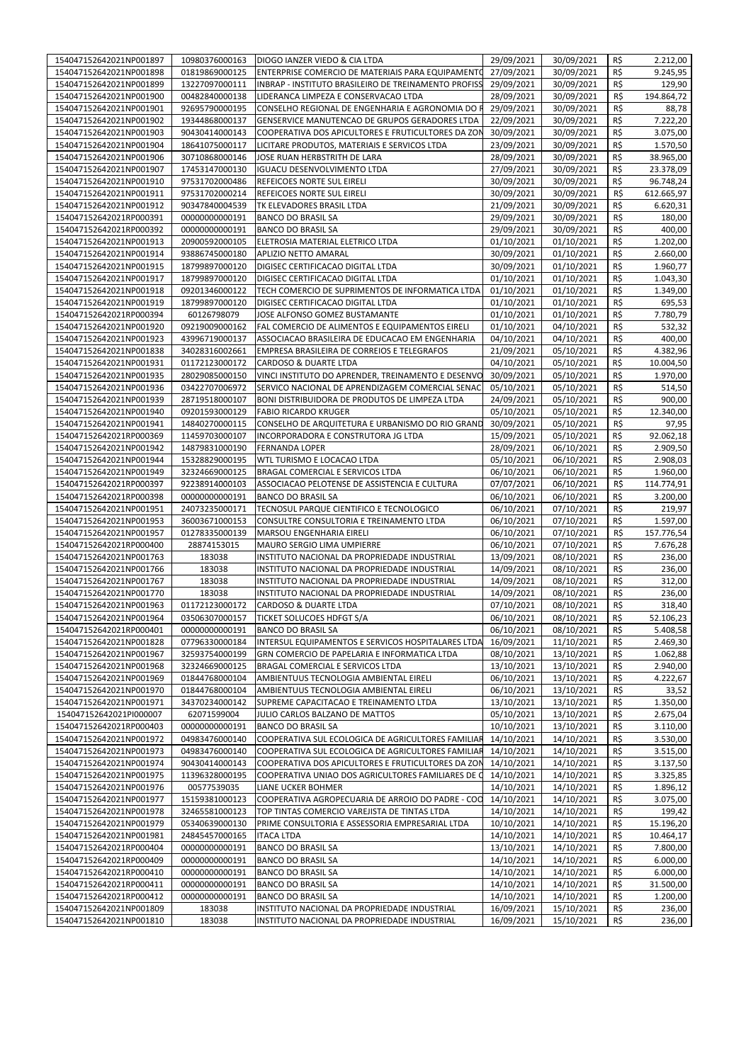| | | | | | | |
|---|---|---|---|---|---|---|
| 154047152642021NP001897 | 10980376000163 | DIOGO IANZER VIEDO & CIA LTDA | 29/09/2021 | 30/09/2021 | R$ | 2.212,00 |
| 154047152642021NP001898 | 01819869000125 | ENTERPRISE COMERCIO DE MATERIAIS PARA EQUIPAMENTO | 27/09/2021 | 30/09/2021 | R$ | 9.245,95 |
| 154047152642021NP001899 | 13227097000111 | INBRAP - INSTITUTO BRASILEIRO DE TREINAMENTO PROFISS | 29/09/2021 | 30/09/2021 | R$ | 129,90 |
| 154047152642021NP001900 | 00482840000138 | LIDERANCA LIMPEZA E CONSERVACAO LTDA | 28/09/2021 | 30/09/2021 | R$ | 194.864,72 |
| 154047152642021NP001901 | 92695790000195 | CONSELHO REGIONAL DE ENGENHARIA E AGRONOMIA DO R | 29/09/2021 | 30/09/2021 | R$ | 88,78 |
| 154047152642021NP001902 | 19344868000137 | GENSERVICE MANUTENCAO DE GRUPOS GERADORES LTDA | 22/09/2021 | 30/09/2021 | R$ | 7.222,20 |
| 154047152642021NP001903 | 90430414000143 | COOPERATIVA DOS APICULTORES E FRUTICULTORES DA ZON | 30/09/2021 | 30/09/2021 | R$ | 3.075,00 |
| 154047152642021NP001904 | 18641075000117 | LICITARE PRODUTOS, MATERIAIS E SERVICOS LTDA | 23/09/2021 | 30/09/2021 | R$ | 1.570,50 |
| 154047152642021NP001906 | 30710868000146 | JOSE RUAN HERBSTRITH DE LARA | 28/09/2021 | 30/09/2021 | R$ | 38.965,00 |
| 154047152642021NP001907 | 17453147000130 | IGUACU DESENVOLVIMENTO LTDA | 27/09/2021 | 30/09/2021 | R$ | 23.378,09 |
| 154047152642021NP001910 | 97531702000486 | REFEICOES NORTE SUL EIRELI | 30/09/2021 | 30/09/2021 | R$ | 96.748,24 |
| 154047152642021NP001911 | 97531702000214 | REFEICOES NORTE SUL EIRELI | 30/09/2021 | 30/09/2021 | R$ | 612.665,97 |
| 154047152642021NP001912 | 90347840004539 | TK ELEVADORES BRASIL LTDA | 21/09/2021 | 30/09/2021 | R$ | 6.620,31 |
| 154047152642021RP000391 | 00000000000191 | BANCO DO BRASIL SA | 29/09/2021 | 30/09/2021 | R$ | 180,00 |
| 154047152642021RP000392 | 00000000000191 | BANCO DO BRASIL SA | 29/09/2021 | 30/09/2021 | R$ | 400,00 |
| 154047152642021NP001913 | 20900592000105 | ELETROSIA MATERIAL ELETRICO LTDA | 01/10/2021 | 01/10/2021 | R$ | 1.202,00 |
| 154047152642021NP001914 | 93886745000180 | APLIZIO NETTO AMARAL | 30/09/2021 | 01/10/2021 | R$ | 2.660,00 |
| 154047152642021NP001915 | 18799897000120 | DIGISEC CERTIFICACAO DIGITAL LTDA | 30/09/2021 | 01/10/2021 | R$ | 1.960,77 |
| 154047152642021NP001917 | 18799897000120 | DIGISEC CERTIFICACAO DIGITAL LTDA | 01/10/2021 | 01/10/2021 | R$ | 1.043,30 |
| 154047152642021NP001918 | 09201346000122 | TECH COMERCIO DE SUPRIMENTOS DE INFORMATICA LTDA | 01/10/2021 | 01/10/2021 | R$ | 1.349,00 |
| 154047152642021NP001919 | 18799897000120 | DIGISEC CERTIFICACAO DIGITAL LTDA | 01/10/2021 | 01/10/2021 | R$ | 695,53 |
| 154047152642021RP000394 | 60126798079 | JOSE ALFONSO GOMEZ BUSTAMANTE | 01/10/2021 | 01/10/2021 | R$ | 7.780,79 |
| 154047152642021NP001920 | 09219009000162 | FAL COMERCIO DE ALIMENTOS E EQUIPAMENTOS EIRELI | 01/10/2021 | 04/10/2021 | R$ | 532,32 |
| 154047152642021NP001923 | 43996719000137 | ASSOCIACAO BRASILEIRA DE EDUCACAO EM ENGENHARIA | 04/10/2021 | 04/10/2021 | R$ | 400,00 |
| 154047152642021NP001838 | 34028316002661 | EMPRESA BRASILEIRA DE CORREIOS E TELEGRAFOS | 21/09/2021 | 05/10/2021 | R$ | 4.382,96 |
| 154047152642021NP001931 | 01172123000172 | CARDOSO & DUARTE LTDA | 04/10/2021 | 05/10/2021 | R$ | 10.004,50 |
| 154047152642021NP001935 | 28029085000150 | VINCI INSTITUTO DO APRENDER, TREINAMENTO E DESENVO | 30/09/2021 | 05/10/2021 | R$ | 1.970,00 |
| 154047152642021NP001936 | 03422707006972 | SERVICO NACIONAL DE APRENDIZAGEM COMERCIAL SENAC | 05/10/2021 | 05/10/2021 | R$ | 514,50 |
| 154047152642021NP001939 | 28719518000107 | BONI DISTRIBUIDORA DE PRODUTOS DE LIMPEZA LTDA | 24/09/2021 | 05/10/2021 | R$ | 900,00 |
| 154047152642021NP001940 | 09201593000129 | FABIO RICARDO KRUGER | 05/10/2021 | 05/10/2021 | R$ | 12.340,00 |
| 154047152642021NP001941 | 14840270000115 | CONSELHO DE ARQUITETURA E URBANISMO DO RIO GRAND | 30/09/2021 | 05/10/2021 | R$ | 97,95 |
| 154047152642021RP000369 | 11459703000107 | INCORPORADORA E CONSTRUTORA JG LTDA | 15/09/2021 | 05/10/2021 | R$ | 92.062,18 |
| 154047152642021NP001942 | 14879831000190 | FERNANDA LOPER | 28/09/2021 | 06/10/2021 | R$ | 2.909,50 |
| 154047152642021NP001944 | 15328829000195 | WTL TURISMO E LOCACAO LTDA | 05/10/2021 | 06/10/2021 | R$ | 2.908,03 |
| 154047152642021NP001949 | 32324669000125 | BRAGAL COMERCIAL E SERVICOS LTDA | 06/10/2021 | 06/10/2021 | R$ | 1.960,00 |
| 154047152642021RP000397 | 92238914000103 | ASSOCIACAO PELOTENSE DE ASSISTENCIA E CULTURA | 07/07/2021 | 06/10/2021 | R$ | 114.774,91 |
| 154047152642021RP000398 | 00000000000191 | BANCO DO BRASIL SA | 06/10/2021 | 06/10/2021 | R$ | 3.200,00 |
| 154047152642021NP001951 | 24073235000171 | TECNOSUL PARQUE CIENTIFICO E TECNOLOGICO | 06/10/2021 | 07/10/2021 | R$ | 219,97 |
| 154047152642021NP001953 | 36003671000153 | CONSULTRE CONSULTORIA E TREINAMENTO LTDA | 06/10/2021 | 07/10/2021 | R$ | 1.597,00 |
| 154047152642021NP001957 | 01278335000139 | MARSOU ENGENHARIA EIRELI | 06/10/2021 | 07/10/2021 | R$ | 157.776,54 |
| 154047152642021RP000400 | 28874153015 | MAURO SERGIO LIMA UMPIERRE | 06/10/2021 | 07/10/2021 | R$ | 7.676,28 |
| 154047152642021NP001763 | 183038 | INSTITUTO NACIONAL DA PROPRIEDADE INDUSTRIAL | 13/09/2021 | 08/10/2021 | R$ | 236,00 |
| 154047152642021NP001766 | 183038 | INSTITUTO NACIONAL DA PROPRIEDADE INDUSTRIAL | 14/09/2021 | 08/10/2021 | R$ | 236,00 |
| 154047152642021NP001767 | 183038 | INSTITUTO NACIONAL DA PROPRIEDADE INDUSTRIAL | 14/09/2021 | 08/10/2021 | R$ | 312,00 |
| 154047152642021NP001770 | 183038 | INSTITUTO NACIONAL DA PROPRIEDADE INDUSTRIAL | 14/09/2021 | 08/10/2021 | R$ | 236,00 |
| 154047152642021NP001963 | 01172123000172 | CARDOSO & DUARTE LTDA | 07/10/2021 | 08/10/2021 | R$ | 318,40 |
| 154047152642021NP001964 | 03506307000157 | TICKET SOLUCOES HDFGT S/A | 06/10/2021 | 08/10/2021 | R$ | 52.106,23 |
| 154047152642021RP000401 | 00000000000191 | BANCO DO BRASIL SA | 06/10/2021 | 08/10/2021 | R$ | 5.408,58 |
| 154047152642021NP001828 | 07796330000184 | INTERSUL EQUIPAMENTOS E SERVICOS HOSPITALARES LTDA | 16/09/2021 | 11/10/2021 | R$ | 2.469,30 |
| 154047152642021NP001967 | 32593754000199 | GRN COMERCIO DE PAPELARIA E INFORMATICA LTDA | 08/10/2021 | 13/10/2021 | R$ | 1.062,88 |
| 154047152642021NP001968 | 32324669000125 | BRAGAL COMERCIAL E SERVICOS LTDA | 13/10/2021 | 13/10/2021 | R$ | 2.940,00 |
| 154047152642021NP001969 | 01844768000104 | AMBIENTUUS TECNOLOGIA AMBIENTAL EIRELI | 06/10/2021 | 13/10/2021 | R$ | 4.222,67 |
| 154047152642021NP001970 | 01844768000104 | AMBIENTUUS TECNOLOGIA AMBIENTAL EIRELI | 06/10/2021 | 13/10/2021 | R$ | 33,52 |
| 154047152642021NP001971 | 34370234000142 | SUPREME CAPACITACAO E TREINAMENTO LTDA | 13/10/2021 | 13/10/2021 | R$ | 1.350,00 |
| 154047152642021PI000007 | 62071599004 | JULIO CARLOS BALZANO DE MATTOS | 05/10/2021 | 13/10/2021 | R$ | 2.675,04 |
| 154047152642021RP000403 | 00000000000191 | BANCO DO BRASIL SA | 10/10/2021 | 13/10/2021 | R$ | 3.110,00 |
| 154047152642021NP001972 | 04983476000140 | COOPERATIVA SUL ECOLOGICA DE AGRICULTORES FAMILIAR | 14/10/2021 | 14/10/2021 | R$ | 3.530,00 |
| 154047152642021NP001973 | 04983476000140 | COOPERATIVA SUL ECOLOGICA DE AGRICULTORES FAMILIAR | 14/10/2021 | 14/10/2021 | R$ | 3.515,00 |
| 154047152642021NP001974 | 90430414000143 | COOPERATIVA DOS APICULTORES E FRUTICULTORES DA ZON | 14/10/2021 | 14/10/2021 | R$ | 3.137,50 |
| 154047152642021NP001975 | 11396328000195 | COOPERATIVA UNIAO DOS AGRICULTORES FAMILIARES DE C | 14/10/2021 | 14/10/2021 | R$ | 3.325,85 |
| 154047152642021NP001976 | 00577539035 | LIANE UCKER BOHMER | 14/10/2021 | 14/10/2021 | R$ | 1.896,12 |
| 154047152642021NP001977 | 15159381000123 | COOPERATIVA AGROPECUARIA DE ARROIO DO PADRE - COO | 14/10/2021 | 14/10/2021 | R$ | 3.075,00 |
| 154047152642021NP001978 | 32465581000123 | TOP TINTAS COMERCIO VAREJISTA DE TINTAS LTDA | 14/10/2021 | 14/10/2021 | R$ | 199,42 |
| 154047152642021NP001979 | 05340639000130 | PRIME CONSULTORIA E ASSESSORIA EMPRESARIAL LTDA | 10/10/2021 | 14/10/2021 | R$ | 15.196,20 |
| 154047152642021NP001981 | 24845457000165 | ITACA LTDA | 14/10/2021 | 14/10/2021 | R$ | 10.464,17 |
| 154047152642021RP000404 | 00000000000191 | BANCO DO BRASIL SA | 13/10/2021 | 14/10/2021 | R$ | 7.800,00 |
| 154047152642021RP000409 | 00000000000191 | BANCO DO BRASIL SA | 14/10/2021 | 14/10/2021 | R$ | 6.000,00 |
| 154047152642021RP000410 | 00000000000191 | BANCO DO BRASIL SA | 14/10/2021 | 14/10/2021 | R$ | 6.000,00 |
| 154047152642021RP000411 | 00000000000191 | BANCO DO BRASIL SA | 14/10/2021 | 14/10/2021 | R$ | 31.500,00 |
| 154047152642021RP000412 | 00000000000191 | BANCO DO BRASIL SA | 14/10/2021 | 14/10/2021 | R$ | 1.200,00 |
| 154047152642021NP001809 | 183038 | INSTITUTO NACIONAL DA PROPRIEDADE INDUSTRIAL | 16/09/2021 | 15/10/2021 | R$ | 236,00 |
| 154047152642021NP001810 | 183038 | INSTITUTO NACIONAL DA PROPRIEDADE INDUSTRIAL | 16/09/2021 | 15/10/2021 | R$ | 236,00 |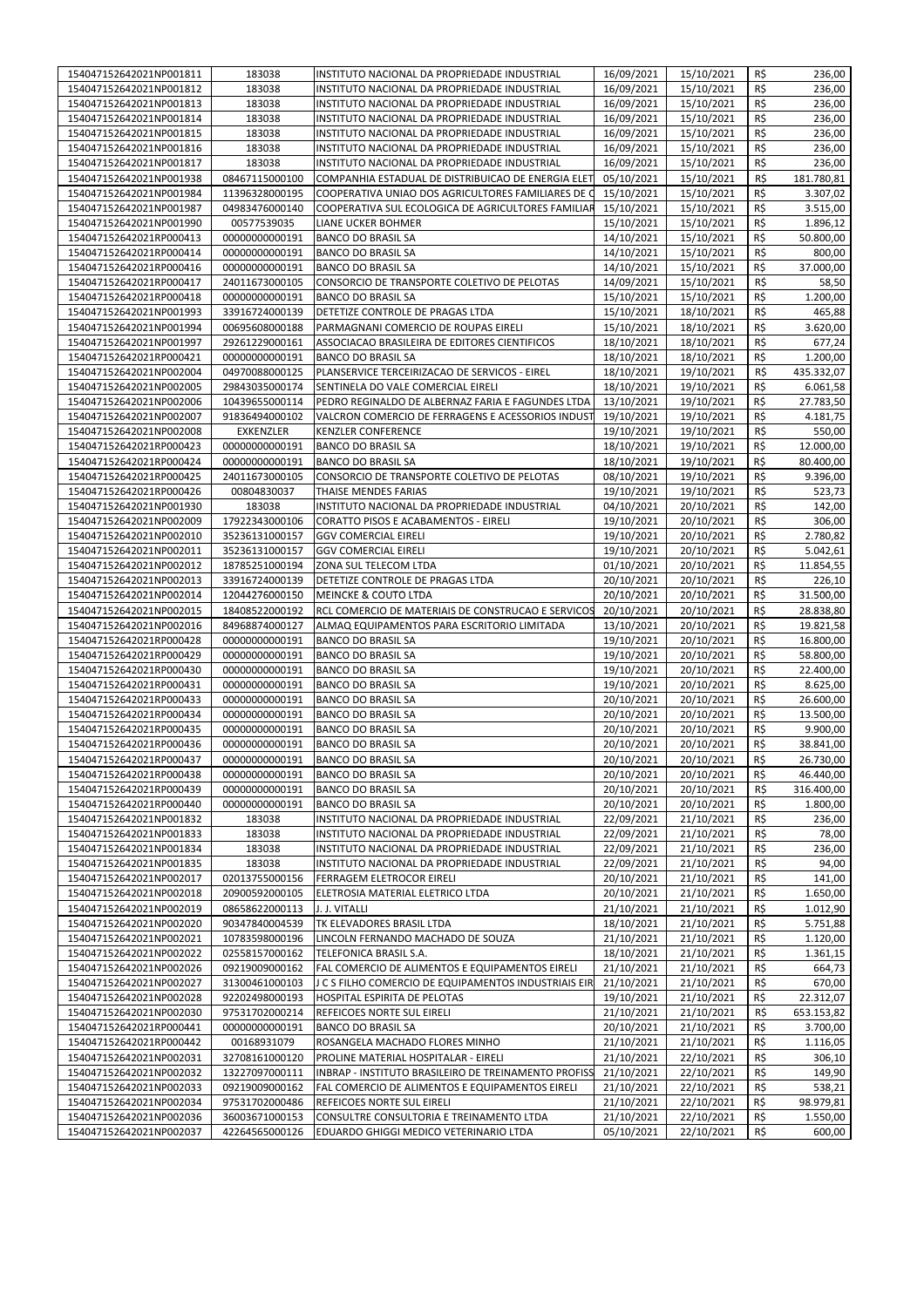| | | | | | | |
|---|---|---|---|---|---|---|
| 154047152642021NP001811 | 183038 | INSTITUTO NACIONAL DA PROPRIEDADE INDUSTRIAL | 16/09/2021 | 15/10/2021 | R$ | 236,00 |
| 154047152642021NP001812 | 183038 | INSTITUTO NACIONAL DA PROPRIEDADE INDUSTRIAL | 16/09/2021 | 15/10/2021 | R$ | 236,00 |
| 154047152642021NP001813 | 183038 | INSTITUTO NACIONAL DA PROPRIEDADE INDUSTRIAL | 16/09/2021 | 15/10/2021 | R$ | 236,00 |
| 154047152642021NP001814 | 183038 | INSTITUTO NACIONAL DA PROPRIEDADE INDUSTRIAL | 16/09/2021 | 15/10/2021 | R$ | 236,00 |
| 154047152642021NP001815 | 183038 | INSTITUTO NACIONAL DA PROPRIEDADE INDUSTRIAL | 16/09/2021 | 15/10/2021 | R$ | 236,00 |
| 154047152642021NP001816 | 183038 | INSTITUTO NACIONAL DA PROPRIEDADE INDUSTRIAL | 16/09/2021 | 15/10/2021 | R$ | 236,00 |
| 154047152642021NP001817 | 183038 | INSTITUTO NACIONAL DA PROPRIEDADE INDUSTRIAL | 16/09/2021 | 15/10/2021 | R$ | 236,00 |
| 154047152642021NP001938 | 08467115000100 | COMPANHIA ESTADUAL DE DISTRIBUICAO DE ENERGIA ELET | 05/10/2021 | 15/10/2021 | R$ | 181.780,81 |
| 154047152642021NP001984 | 11396328000195 | COOPERATIVA UNIAO DOS AGRICULTORES FAMILIARES DE C | 15/10/2021 | 15/10/2021 | R$ | 3.307,02 |
| 154047152642021NP001987 | 04983476000140 | COOPERATIVA SUL ECOLOGICA DE AGRICULTORES FAMILIAR | 15/10/2021 | 15/10/2021 | R$ | 3.515,00 |
| 154047152642021NP001990 | 00577539035 | LIANE UCKER BOHMER | 15/10/2021 | 15/10/2021 | R$ | 1.896,12 |
| 154047152642021RP000413 | 00000000000191 | BANCO DO BRASIL SA | 14/10/2021 | 15/10/2021 | R$ | 50.800,00 |
| 154047152642021RP000414 | 00000000000191 | BANCO DO BRASIL SA | 14/10/2021 | 15/10/2021 | R$ | 800,00 |
| 154047152642021RP000416 | 00000000000191 | BANCO DO BRASIL SA | 14/10/2021 | 15/10/2021 | R$ | 37.000,00 |
| 154047152642021RP000417 | 24011673000105 | CONSORCIO DE TRANSPORTE COLETIVO DE PELOTAS | 14/09/2021 | 15/10/2021 | R$ | 58,50 |
| 154047152642021RP000418 | 00000000000191 | BANCO DO BRASIL SA | 15/10/2021 | 15/10/2021 | R$ | 1.200,00 |
| 154047152642021NP001993 | 33916724000139 | DETETIZE CONTROLE DE PRAGAS LTDA | 15/10/2021 | 18/10/2021 | R$ | 465,88 |
| 154047152642021NP001994 | 00695608000188 | PARMAGNANI COMERCIO DE ROUPAS EIRELI | 15/10/2021 | 18/10/2021 | R$ | 3.620,00 |
| 154047152642021NP001997 | 29261229000161 | ASSOCIACAO BRASILEIRA DE EDITORES CIENTIFICOS | 18/10/2021 | 18/10/2021 | R$ | 677,24 |
| 154047152642021RP000421 | 00000000000191 | BANCO DO BRASIL SA | 18/10/2021 | 18/10/2021 | R$ | 1.200,00 |
| 154047152642021NP002004 | 04970088000125 | PLANSERVICE TERCEIRIZACAO DE SERVICOS - EIREL | 18/10/2021 | 19/10/2021 | R$ | 435.332,07 |
| 154047152642021NP002005 | 29843035000174 | SENTINELA DO VALE COMERCIAL EIRELI | 18/10/2021 | 19/10/2021 | R$ | 6.061,58 |
| 154047152642021NP002006 | 10439655000114 | PEDRO REGINALDO DE ALBERNAZ FARIA E FAGUNDES LTDA | 13/10/2021 | 19/10/2021 | R$ | 27.783,50 |
| 154047152642021NP002007 | 91836494000102 | VALCRON COMERCIO DE FERRAGENS E ACESSORIOS INDUST | 19/10/2021 | 19/10/2021 | R$ | 4.181,75 |
| 154047152642021NP002008 | EXKENZLER | KENZLER CONFERENCE | 19/10/2021 | 19/10/2021 | R$ | 550,00 |
| 154047152642021RP000423 | 00000000000191 | BANCO DO BRASIL SA | 18/10/2021 | 19/10/2021 | R$ | 12.000,00 |
| 154047152642021RP000424 | 00000000000191 | BANCO DO BRASIL SA | 18/10/2021 | 19/10/2021 | R$ | 80.400,00 |
| 154047152642021RP000425 | 24011673000105 | CONSORCIO DE TRANSPORTE COLETIVO DE PELOTAS | 08/10/2021 | 19/10/2021 | R$ | 9.396,00 |
| 154047152642021RP000426 | 00804830037 | THAISE MENDES FARIAS | 19/10/2021 | 19/10/2021 | R$ | 523,73 |
| 154047152642021NP001930 | 183038 | INSTITUTO NACIONAL DA PROPRIEDADE INDUSTRIAL | 04/10/2021 | 20/10/2021 | R$ | 142,00 |
| 154047152642021NP002009 | 17922343000106 | CORATTO PISOS E ACABAMENTOS - EIRELI | 19/10/2021 | 20/10/2021 | R$ | 306,00 |
| 154047152642021NP002010 | 35236131000157 | GGV COMERCIAL EIRELI | 19/10/2021 | 20/10/2021 | R$ | 2.780,82 |
| 154047152642021NP002011 | 35236131000157 | GGV COMERCIAL EIRELI | 19/10/2021 | 20/10/2021 | R$ | 5.042,61 |
| 154047152642021NP002012 | 18785251000194 | ZONA SUL TELECOM LTDA | 01/10/2021 | 20/10/2021 | R$ | 11.854,55 |
| 154047152642021NP002013 | 33916724000139 | DETETIZE CONTROLE DE PRAGAS LTDA | 20/10/2021 | 20/10/2021 | R$ | 226,10 |
| 154047152642021NP002014 | 12044276000150 | MEINCKE & COUTO LTDA | 20/10/2021 | 20/10/2021 | R$ | 31.500,00 |
| 154047152642021NP002015 | 18408522000192 | RCL COMERCIO DE MATERIAIS DE CONSTRUCAO E SERVICOS | 20/10/2021 | 20/10/2021 | R$ | 28.838,80 |
| 154047152642021NP002016 | 84968874000127 | ALMAQ EQUIPAMENTOS PARA ESCRITORIO LIMITADA | 13/10/2021 | 20/10/2021 | R$ | 19.821,58 |
| 154047152642021RP000428 | 00000000000191 | BANCO DO BRASIL SA | 19/10/2021 | 20/10/2021 | R$ | 16.800,00 |
| 154047152642021RP000429 | 00000000000191 | BANCO DO BRASIL SA | 19/10/2021 | 20/10/2021 | R$ | 58.800,00 |
| 154047152642021RP000430 | 00000000000191 | BANCO DO BRASIL SA | 19/10/2021 | 20/10/2021 | R$ | 22.400,00 |
| 154047152642021RP000431 | 00000000000191 | BANCO DO BRASIL SA | 19/10/2021 | 20/10/2021 | R$ | 8.625,00 |
| 154047152642021RP000433 | 00000000000191 | BANCO DO BRASIL SA | 20/10/2021 | 20/10/2021 | R$ | 26.600,00 |
| 154047152642021RP000434 | 00000000000191 | BANCO DO BRASIL SA | 20/10/2021 | 20/10/2021 | R$ | 13.500,00 |
| 154047152642021RP000435 | 00000000000191 | BANCO DO BRASIL SA | 20/10/2021 | 20/10/2021 | R$ | 9.900,00 |
| 154047152642021RP000436 | 00000000000191 | BANCO DO BRASIL SA | 20/10/2021 | 20/10/2021 | R$ | 38.841,00 |
| 154047152642021RP000437 | 00000000000191 | BANCO DO BRASIL SA | 20/10/2021 | 20/10/2021 | R$ | 26.730,00 |
| 154047152642021RP000438 | 00000000000191 | BANCO DO BRASIL SA | 20/10/2021 | 20/10/2021 | R$ | 46.440,00 |
| 154047152642021RP000439 | 00000000000191 | BANCO DO BRASIL SA | 20/10/2021 | 20/10/2021 | R$ | 316.400,00 |
| 154047152642021RP000440 | 00000000000191 | BANCO DO BRASIL SA | 20/10/2021 | 20/10/2021 | R$ | 1.800,00 |
| 154047152642021NP001832 | 183038 | INSTITUTO NACIONAL DA PROPRIEDADE INDUSTRIAL | 22/09/2021 | 21/10/2021 | R$ | 236,00 |
| 154047152642021NP001833 | 183038 | INSTITUTO NACIONAL DA PROPRIEDADE INDUSTRIAL | 22/09/2021 | 21/10/2021 | R$ | 78,00 |
| 154047152642021NP001834 | 183038 | INSTITUTO NACIONAL DA PROPRIEDADE INDUSTRIAL | 22/09/2021 | 21/10/2021 | R$ | 236,00 |
| 154047152642021NP001835 | 183038 | INSTITUTO NACIONAL DA PROPRIEDADE INDUSTRIAL | 22/09/2021 | 21/10/2021 | R$ | 94,00 |
| 154047152642021NP002017 | 02013755000156 | FERRAGEM ELETROCOR EIRELI | 20/10/2021 | 21/10/2021 | R$ | 141,00 |
| 154047152642021NP002018 | 20900592000105 | ELETROSIA MATERIAL ELETRICO LTDA | 20/10/2021 | 21/10/2021 | R$ | 1.650,00 |
| 154047152642021NP002019 | 08658622000113 | J. J. VITALLI | 21/10/2021 | 21/10/2021 | R$ | 1.012,90 |
| 154047152642021NP002020 | 90347840004539 | TK ELEVADORES BRASIL LTDA | 18/10/2021 | 21/10/2021 | R$ | 5.751,88 |
| 154047152642021NP002021 | 10783598000196 | LINCOLN FERNANDO MACHADO DE SOUZA | 21/10/2021 | 21/10/2021 | R$ | 1.120,00 |
| 154047152642021NP002022 | 02558157000162 | TELEFONICA BRASIL S.A. | 18/10/2021 | 21/10/2021 | R$ | 1.361,15 |
| 154047152642021NP002026 | 09219009000162 | FAL COMERCIO DE ALIMENTOS E EQUIPAMENTOS EIRELI | 21/10/2021 | 21/10/2021 | R$ | 664,73 |
| 154047152642021NP002027 | 31300461000103 | J C S FILHO COMERCIO DE EQUIPAMENTOS INDUSTRIAIS EIR | 21/10/2021 | 21/10/2021 | R$ | 670,00 |
| 154047152642021NP002028 | 92202498000193 | HOSPITAL ESPIRITA DE PELOTAS | 19/10/2021 | 21/10/2021 | R$ | 22.312,07 |
| 154047152642021NP002030 | 97531702000214 | REFEICOES NORTE SUL EIRELI | 21/10/2021 | 21/10/2021 | R$ | 653.153,82 |
| 154047152642021RP000441 | 00000000000191 | BANCO DO BRASIL SA | 20/10/2021 | 21/10/2021 | R$ | 3.700,00 |
| 154047152642021RP000442 | 00168931079 | ROSANGELA MACHADO FLORES MINHO | 21/10/2021 | 21/10/2021 | R$ | 1.116,05 |
| 154047152642021NP002031 | 32708161000120 | PROLINE MATERIAL HOSPITALAR - EIRELI | 21/10/2021 | 22/10/2021 | R$ | 306,10 |
| 154047152642021NP002032 | 13227097000111 | INBRAP - INSTITUTO BRASILEIRO DE TREINAMENTO PROFISS | 21/10/2021 | 22/10/2021 | R$ | 149,90 |
| 154047152642021NP002033 | 09219009000162 | FAL COMERCIO DE ALIMENTOS E EQUIPAMENTOS EIRELI | 21/10/2021 | 22/10/2021 | R$ | 538,21 |
| 154047152642021NP002034 | 97531702000486 | REFEICOES NORTE SUL EIRELI | 21/10/2021 | 22/10/2021 | R$ | 98.979,81 |
| 154047152642021NP002036 | 36003671000153 | CONSULTRE CONSULTORIA E TREINAMENTO LTDA | 21/10/2021 | 22/10/2021 | R$ | 1.550,00 |
| 154047152642021NP002037 | 42264565000126 | EDUARDO GHIGGI MEDICO VETERINARIO LTDA | 05/10/2021 | 22/10/2021 | R$ | 600,00 |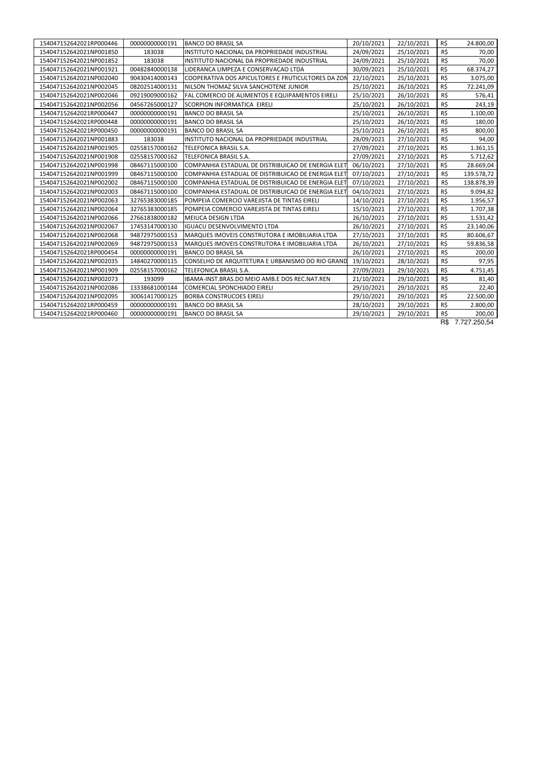| | | | | | | |
|---|---|---|---|---|---|---|
| 154047152642021RP000446 | 00000000000191 | BANCO DO BRASIL SA | 20/10/2021 | 22/10/2021 | R$ | 24.800,00 |
| 154047152642021NP001850 | 183038 | INSTITUTO NACIONAL DA PROPRIEDADE INDUSTRIAL | 24/09/2021 | 25/10/2021 | R$ | 70,00 |
| 154047152642021NP001852 | 183038 | INSTITUTO NACIONAL DA PROPRIEDADE INDUSTRIAL | 24/09/2021 | 25/10/2021 | R$ | 70,00 |
| 154047152642021NP001921 | 00482840000138 | LIDERANCA LIMPEZA E CONSERVACAO LTDA | 30/09/2021 | 25/10/2021 | R$ | 68.374,27 |
| 154047152642021NP002040 | 90430414000143 | COOPERATIVA DOS APICULTORES E FRUTICULTORES DA ZON | 22/10/2021 | 25/10/2021 | R$ | 3.075,00 |
| 154047152642021NP002045 | 08202514000131 | NILSON THOMAZ SILVA SANCHOTENE JUNIOR | 25/10/2021 | 26/10/2021 | R$ | 72.241,09 |
| 154047152642021NP002046 | 09219009000162 | FAL COMERCIO DE ALIMENTOS E EQUIPAMENTOS EIRELI | 25/10/2021 | 26/10/2021 | R$ | 576,41 |
| 154047152642021NP002056 | 04567265000127 | SCORPION INFORMATICA EIRELI | 25/10/2021 | 26/10/2021 | R$ | 243,19 |
| 154047152642021RP000447 | 00000000000191 | BANCO DO BRASIL SA | 25/10/2021 | 26/10/2021 | R$ | 1.100,00 |
| 154047152642021RP000448 | 00000000000191 | BANCO DO BRASIL SA | 25/10/2021 | 26/10/2021 | R$ | 180,00 |
| 154047152642021RP000450 | 00000000000191 | BANCO DO BRASIL SA | 25/10/2021 | 26/10/2021 | R$ | 800,00 |
| 154047152642021NP001883 | 183038 | INSTITUTO NACIONAL DA PROPRIEDADE INDUSTRIAL | 28/09/2021 | 27/10/2021 | R$ | 94,00 |
| 154047152642021NP001905 | 02558157000162 | TELEFONICA BRASIL S.A. | 27/09/2021 | 27/10/2021 | R$ | 1.361,15 |
| 154047152642021NP001908 | 02558157000162 | TELEFONICA BRASIL S.A. | 27/09/2021 | 27/10/2021 | R$ | 5.712,62 |
| 154047152642021NP001998 | 08467115000100 | COMPANHIA ESTADUAL DE DISTRIBUICAO DE ENERGIA ELET | 06/10/2021 | 27/10/2021 | R$ | 28.669,04 |
| 154047152642021NP001999 | 08467115000100 | COMPANHIA ESTADUAL DE DISTRIBUICAO DE ENERGIA ELET | 07/10/2021 | 27/10/2021 | R$ | 139.578,72 |
| 154047152642021NP002002 | 08467115000100 | COMPANHIA ESTADUAL DE DISTRIBUICAO DE ENERGIA ELET | 07/10/2021 | 27/10/2021 | R$ | 138.878,39 |
| 154047152642021NP002003 | 08467115000100 | COMPANHIA ESTADUAL DE DISTRIBUICAO DE ENERGIA ELET | 04/10/2021 | 27/10/2021 | R$ | 9.094,82 |
| 154047152642021NP002063 | 32765383000185 | POMPEIA COMERCIO VAREJISTA DE TINTAS EIRELI | 14/10/2021 | 27/10/2021 | R$ | 1.956,57 |
| 154047152642021NP002064 | 32765383000185 | POMPEIA COMERCIO VAREJISTA DE TINTAS EIRELI | 15/10/2021 | 27/10/2021 | R$ | 1.707,38 |
| 154047152642021NP002066 | 27661838000182 | MEIUCA DESIGN LTDA | 26/10/2021 | 27/10/2021 | R$ | 1.531,42 |
| 154047152642021NP002067 | 17453147000130 | IGUACU DESENVOLVIMENTO LTDA | 26/10/2021 | 27/10/2021 | R$ | 23.140,06 |
| 154047152642021NP002068 | 94872975000153 | MARQUES IMOVEIS CONSTRUTORA E IMOBILIARIA LTDA | 27/10/2021 | 27/10/2021 | R$ | 80.606,67 |
| 154047152642021NP002069 | 94872975000153 | MARQUES IMOVEIS CONSTRUTORA E IMOBILIARIA LTDA | 26/10/2021 | 27/10/2021 | R$ | 59.836,58 |
| 154047152642021RP000454 | 00000000000191 | BANCO DO BRASIL SA | 26/10/2021 | 27/10/2021 | R$ | 200,00 |
| 154047152642021NP002035 | 14840270000115 | CONSELHO DE ARQUITETURA E URBANISMO DO RIO GRAND | 19/10/2021 | 28/10/2021 | R$ | 97,95 |
| 154047152642021NP001909 | 02558157000162 | TELEFONICA BRASIL S.A. | 27/09/2021 | 29/10/2021 | R$ | 4.751,45 |
| 154047152642021NP002073 | 193099 | IBAMA-INST.BRAS.DO MEIO AMB.E DOS REC.NAT.REN | 21/10/2021 | 29/10/2021 | R$ | 81,40 |
| 154047152642021NP002086 | 13338681000144 | COMERCIAL SPONCHIADO EIRELI | 29/10/2021 | 29/10/2021 | R$ | 22,40 |
| 154047152642021NP002095 | 30061417000125 | BORBA CONSTRUCOES EIRELI | 29/10/2021 | 29/10/2021 | R$ | 22.500,00 |
| 154047152642021RP000459 | 00000000000191 | BANCO DO BRASIL SA | 28/10/2021 | 29/10/2021 | R$ | 2.800,00 |
| 154047152642021RP000460 | 00000000000191 | BANCO DO BRASIL SA | 29/10/2021 | 29/10/2021 | R$ | 200,00 |
| | | | | | R$ | 7.727.250,54 |